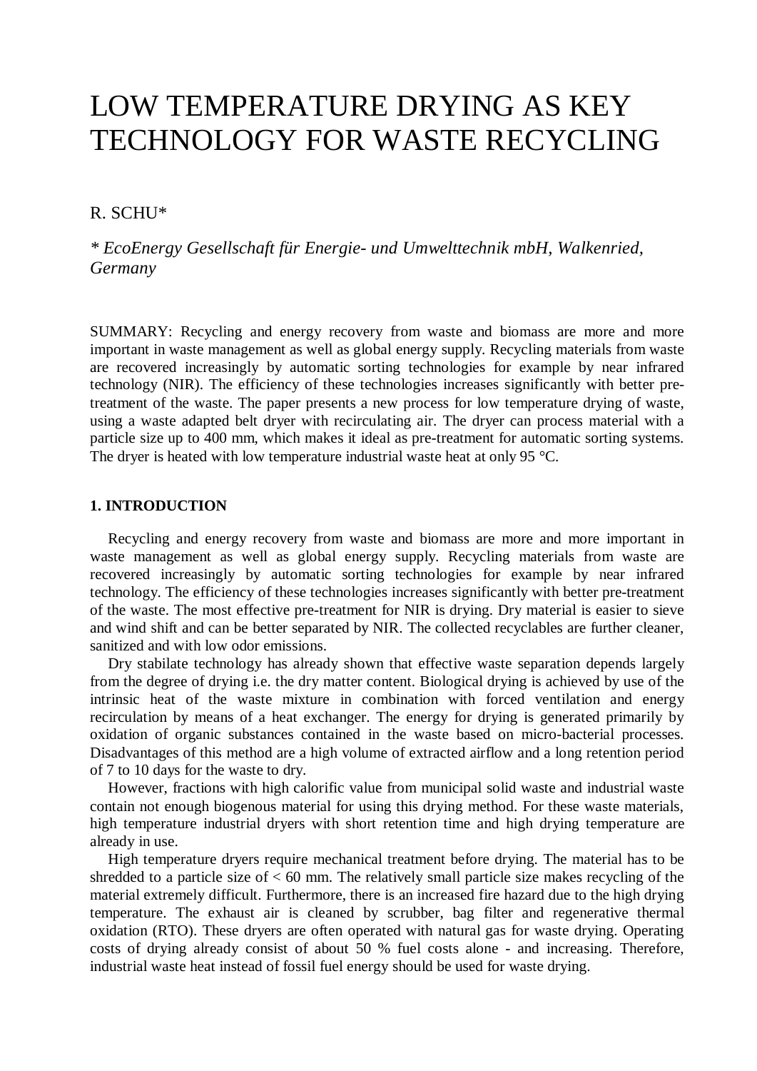# LOW TEMPERATURE DRYING AS KEY TECHNOLOGY FOR WASTE RECYCLING

R. SCHU*

*\* EcoEnergy Gesellschaft für Energie- und Umwelttechnik mbH, Walkenried, Germany*

SUMMARY: Recycling and energy recovery from waste and biomass are more and more important in waste management as well as global energy supply. Recycling materials from waste are recovered increasingly by automatic sorting technologies for example by near infrared technology (NIR). The efficiency of these technologies increases significantly with better pre-treatment of the waste. The paper presents a new process for low temperature drying of waste, using a waste adapted belt dryer with recirculating air. The dryer can process material with a particle size up to 400 mm, which makes it ideal as pre-treatment for automatic sorting systems. The dryer is heated with low temperature industrial waste heat at only 95 °C.

## 1. INTRODUCTION

Recycling and energy recovery from waste and biomass are more and more important in waste management as well as global energy supply. Recycling materials from waste are recovered increasingly by automatic sorting technologies for example by near infrared technology. The efficiency of these technologies increases significantly with better pre-treatment of the waste. The most effective pre-treatment for NIR is drying. Dry material is easier to sieve and wind shift and can be better separated by NIR. The collected recyclables are further cleaner, sanitized and with low odor emissions.

Dry stabilate technology has already shown that effective waste separation depends largely from the degree of drying i.e. the dry matter content. Biological drying is achieved by use of the intrinsic heat of the waste mixture in combination with forced ventilation and energy recirculation by means of a heat exchanger. The energy for drying is generated primarily by oxidation of organic substances contained in the waste based on micro-bacterial processes. Disadvantages of this method are a high volume of extracted airflow and a long retention period of 7 to 10 days for the waste to dry.

However, fractions with high calorific value from municipal solid waste and industrial waste contain not enough biogenous material for using this drying method. For these waste materials, high temperature industrial dryers with short retention time and high drying temperature are already in use.

High temperature dryers require mechanical treatment before drying. The material has to be shredded to a particle size of < 60 mm. The relatively small particle size makes recycling of the material extremely difficult. Furthermore, there is an increased fire hazard due to the high drying temperature. The exhaust air is cleaned by scrubber, bag filter and regenerative thermal oxidation (RTO). These dryers are often operated with natural gas for waste drying. Operating costs of drying already consist of about 50 % fuel costs alone - and increasing. Therefore, industrial waste heat instead of fossil fuel energy should be used for waste drying.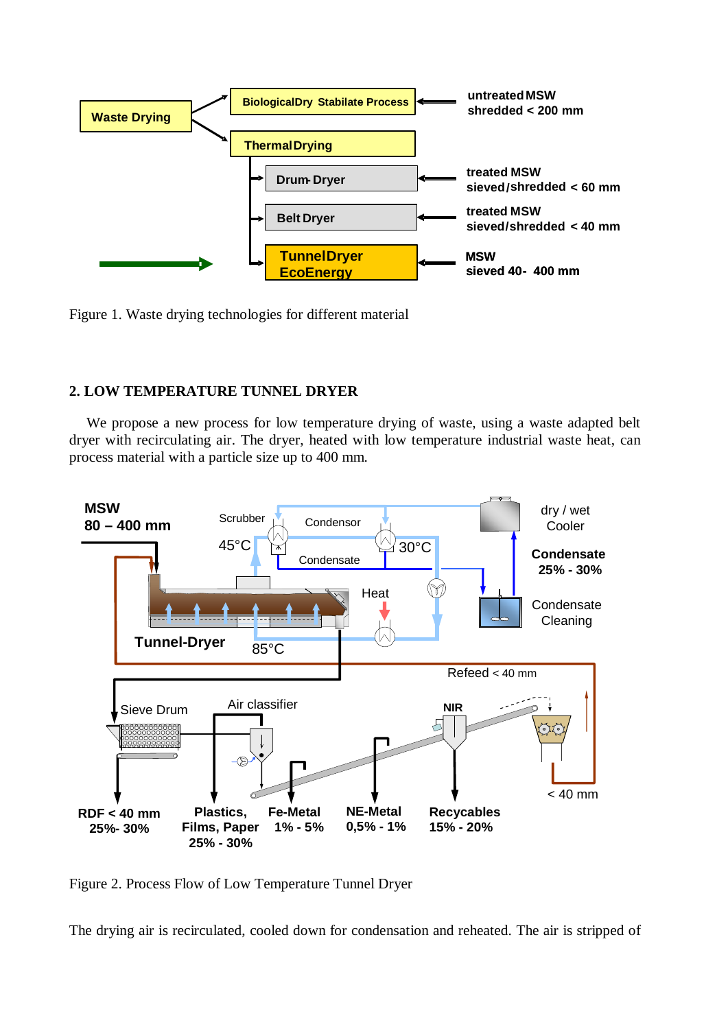Figure 1. Waste drying technologies for different material

## 2. LOW TEMPERATURE TUNNEL DRYER

We propose a new process for low temperature drying of waste, using a waste adapted belt dryer with recirculating air. The dryer, heated with low temperature industrial waste heat, can process material with a particle size up to 400 mm.

Figure 2. Process Flow of Low Temperature Tunnel Dryer

The drying air is recirculated, cooled down for condensation and reheated. The air is stripped of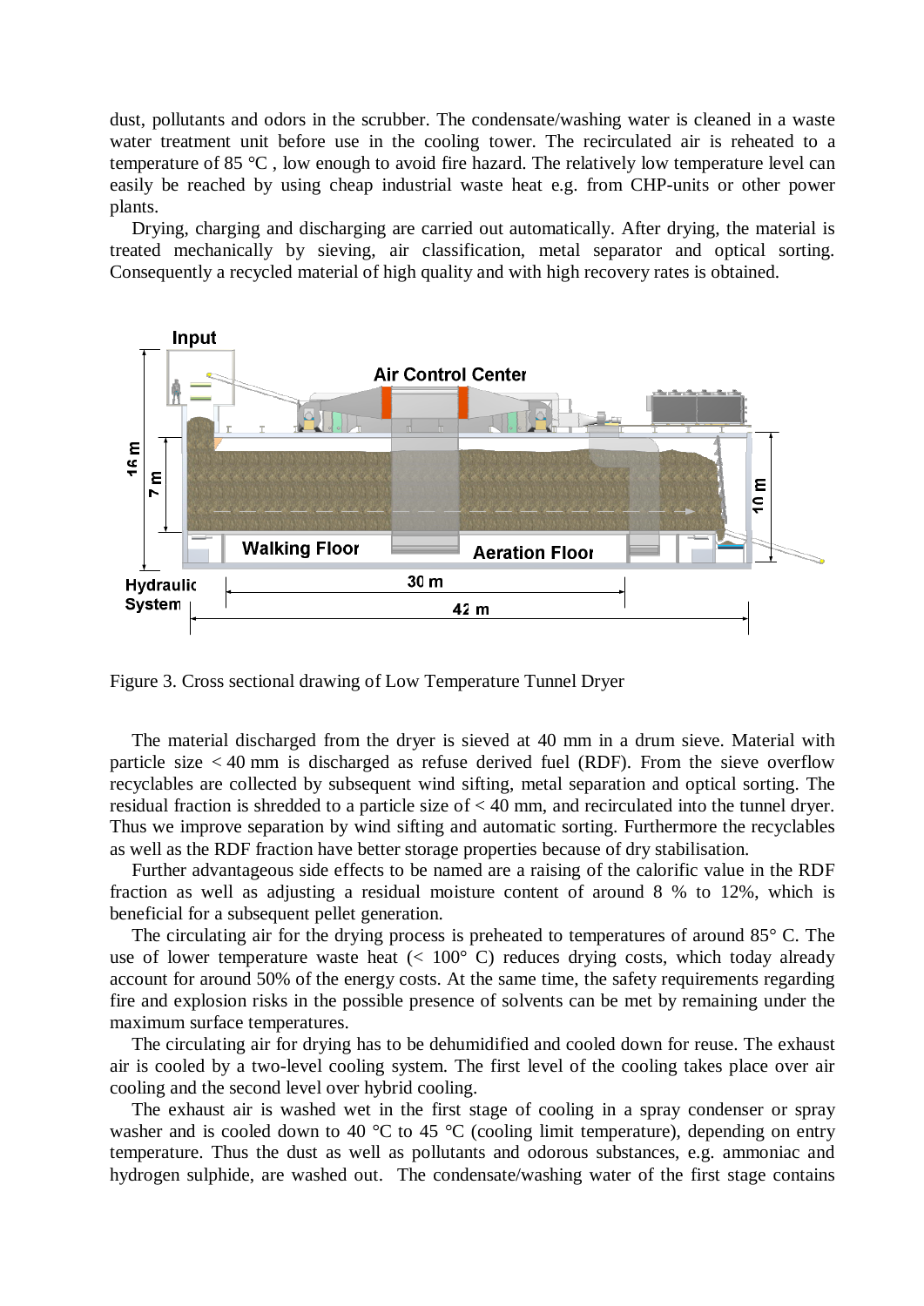dust, pollutants and odors in the scrubber. The condensate/washing water is cleaned in a waste water treatment unit before use in the cooling tower. The recirculated air is reheated to a temperature of 85 °C , low enough to avoid fire hazard. The relatively low temperature level can easily be reached by using cheap industrial waste heat e.g. from CHP-units or other power plants.

Drying, charging and discharging are carried out automatically. After drying, the material is treated mechanically by sieving, air classification, metal separator and optical sorting. Consequently a recycled material of high quality and with high recovery rates is obtained.

Figure 3. Cross sectional drawing of Low Temperature Tunnel Dryer

The material discharged from the dryer is sieved at 40 mm in a drum sieve. Material with particle size < 40 mm is discharged as refuse derived fuel (RDF). From the sieve overflow recyclables are collected by subsequent wind sifting, metal separation and optical sorting. The residual fraction is shredded to a particle size of < 40 mm, and recirculated into the tunnel dryer. Thus we improve separation by wind sifting and automatic sorting. Furthermore the recyclables as well as the RDF fraction have better storage properties because of dry stabilisation.

Further advantageous side effects to be named are a raising of the calorific value in the RDF fraction as well as adjusting a residual moisture content of around 8 % to 12%, which is beneficial for a subsequent pellet generation.

The circulating air for the drying process is preheated to temperatures of around 85° C. The use of lower temperature waste heat (< 100° C) reduces drying costs, which today already account for around 50% of the energy costs. At the same time, the safety requirements regarding fire and explosion risks in the possible presence of solvents can be met by remaining under the maximum surface temperatures.

The circulating air for drying has to be dehumidified and cooled down for reuse. The exhaust air is cooled by a two-level cooling system. The first level of the cooling takes place over air cooling and the second level over hybrid cooling.

The exhaust air is washed wet in the first stage of cooling in a spray condenser or spray washer and is cooled down to 40 °C to 45 °C (cooling limit temperature), depending on entry temperature. Thus the dust as well as pollutants and odorous substances, e.g. ammoniac and hydrogen sulphide, are washed out. The condensate/washing water of the first stage contains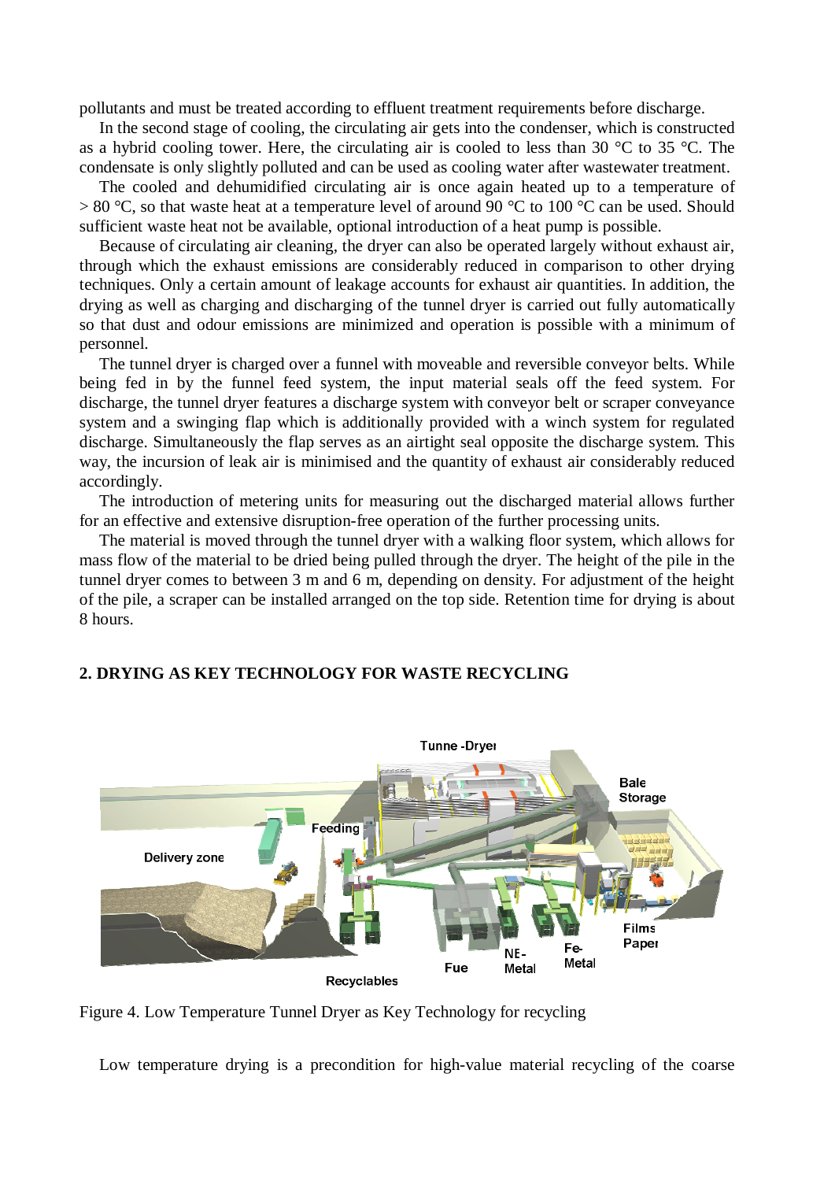pollutants and must be treated according to effluent treatment requirements before discharge.

In the second stage of cooling, the circulating air gets into the condenser, which is constructed as a hybrid cooling tower. Here, the circulating air is cooled to less than 30 °C to 35 °C. The condensate is only slightly polluted and can be used as cooling water after wastewater treatment.

The cooled and dehumidified circulating air is once again heated up to a temperature of > 80 °C, so that waste heat at a temperature level of around 90 °C to 100 °C can be used. Should sufficient waste heat not be available, optional introduction of a heat pump is possible.

Because of circulating air cleaning, the dryer can also be operated largely without exhaust air, through which the exhaust emissions are considerably reduced in comparison to other drying techniques. Only a certain amount of leakage accounts for exhaust air quantities. In addition, the drying as well as charging and discharging of the tunnel dryer is carried out fully automatically so that dust and odour emissions are minimized and operation is possible with a minimum of personnel.

The tunnel dryer is charged over a funnel with moveable and reversible conveyor belts. While being fed in by the funnel feed system, the input material seals off the feed system. For discharge, the tunnel dryer features a discharge system with conveyor belt or scraper conveyance system and a swinging flap which is additionally provided with a winch system for regulated discharge. Simultaneously the flap serves as an airtight seal opposite the discharge system. This way, the incursion of leak air is minimised and the quantity of exhaust air considerably reduced accordingly.

The introduction of metering units for measuring out the discharged material allows further for an effective and extensive disruption-free operation of the further processing units.

The material is moved through the tunnel dryer with a walking floor system, which allows for mass flow of the material to be dried being pulled through the dryer. The height of the pile in the tunnel dryer comes to between 3 m and 6 m, depending on density. For adjustment of the height of the pile, a scraper can be installed arranged on the top side. Retention time for drying is about 8 hours.

## 2. DRYING AS KEY TECHNOLOGY FOR WASTE RECYCLING

Figure 4. Low Temperature Tunnel Dryer as Key Technology for recycling

Low temperature drying is a precondition for high-value material recycling of the coarse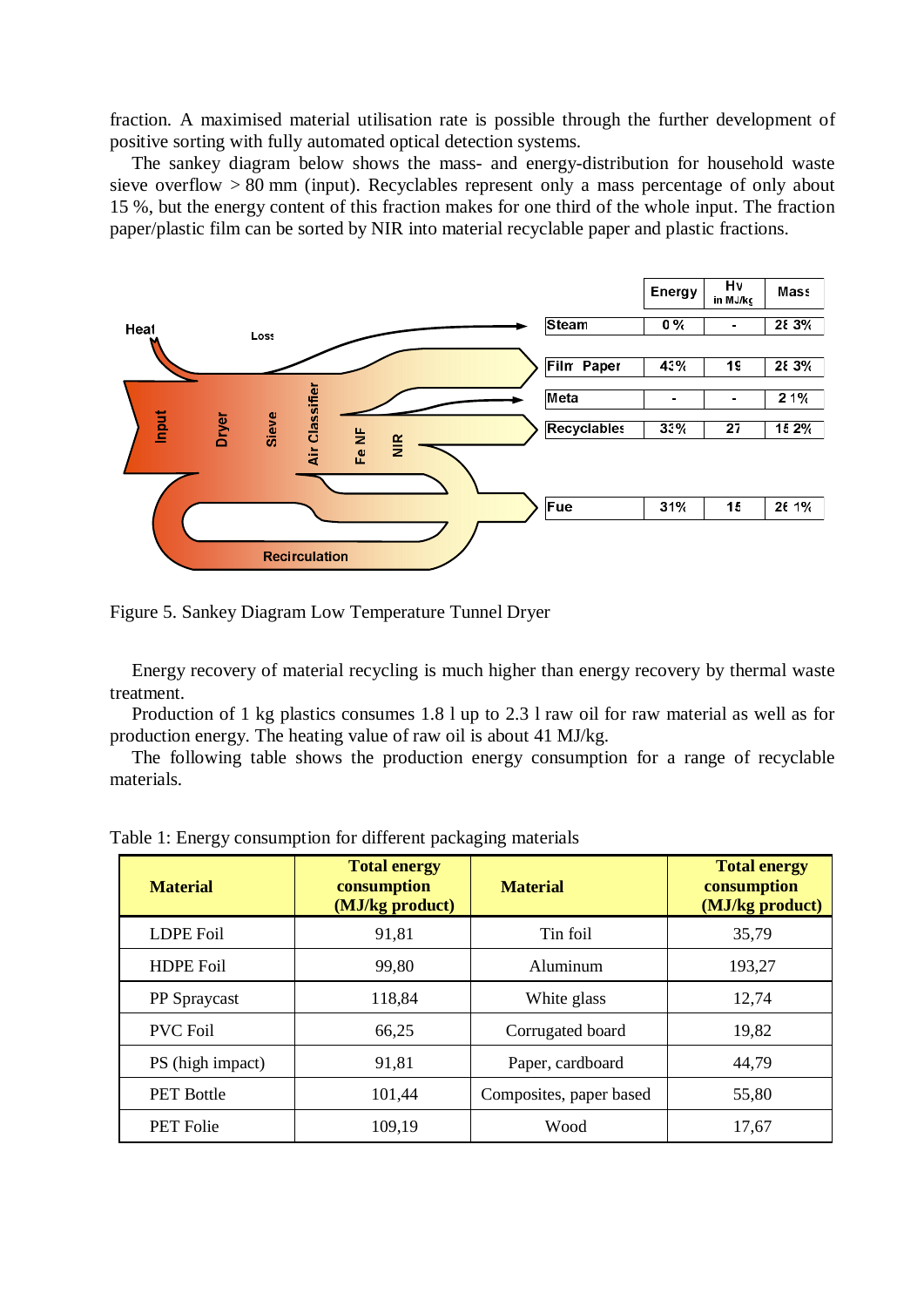fraction. A maximised material utilisation rate is possible through the further development of positive sorting with fully automated optical detection systems.

The sankey diagram below shows the mass- and energy-distribution for household waste sieve overflow > 80 mm (input). Recyclables represent only a mass percentage of only about 15 %, but the energy content of this fraction makes for one third of the whole input. The fraction paper/plastic film can be sorted by NIR into material recyclable paper and plastic fractions.

Figure 5. Sankey Diagram Low Temperature Tunnel Dryer

Energy recovery of material recycling is much higher than energy recovery by thermal waste treatment.

Production of 1 kg plastics consumes 1.8 l up to 2.3 l raw oil for raw material as well as for production energy. The heating value of raw oil is about 41 MJ/kg.

The following table shows the production energy consumption for a range of recyclable materials.

Table 1: Energy consumption for different packaging materials

| Material | Total energy consumption (MJ/kg product) | Material | Total energy consumption (MJ/kg product) |
|---|---|---|---|
| LDPE Foil | 91,81 | Tin foil | 35,79 |
| HDPE Foil | 99,80 | Aluminum | 193,27 |
| PP Spraycast | 118,84 | White glass | 12,74 |
| PVC Foil | 66,25 | Corrugated board | 19,82 |
| PS (high impact) | 91,81 | Paper, cardboard | 44,79 |
| PET Bottle | 101,44 | Composites, paper based | 55,80 |
| PET Folie | 109,19 | Wood | 17,67 |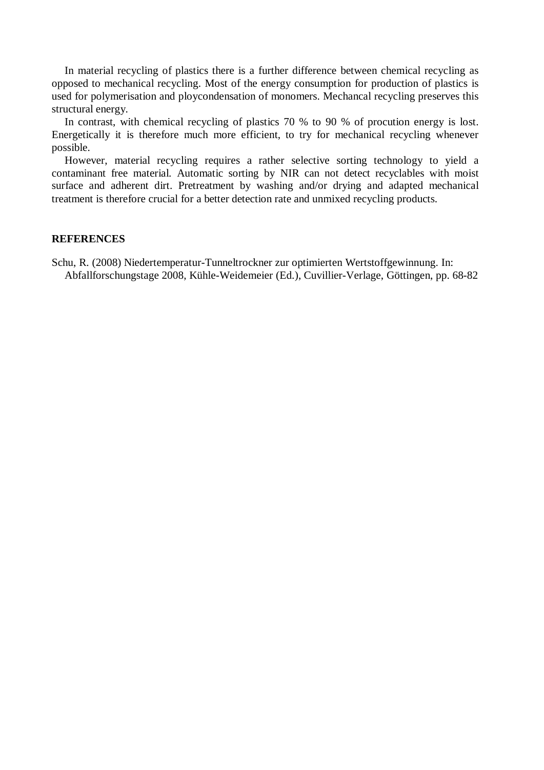In material recycling of plastics there is a further difference between chemical recycling as opposed to mechanical recycling. Most of the energy consumption for production of plastics is used for polymerisation and ploycondensation of monomers. Mechancal recycling preserves this structural energy.

In contrast, with chemical recycling of plastics 70 % to 90 % of procution energy is lost. Energetically it is therefore much more efficient, to try for mechanical recycling whenever possible.

However, material recycling requires a rather selective sorting technology to yield a contaminant free material. Automatic sorting by NIR can not detect recyclables with moist surface and adherent dirt. Pretreatment by washing and/or drying and adapted mechanical treatment is therefore crucial for a better detection rate and unmixed recycling products.

## REFERENCES

Schu, R. (2008) Niedertemperatur-Tunneltrockner zur optimierten Wertstoffgewinnung. In: Abfallforschungstage 2008, Kühle-Weidemeier (Ed.), Cuvillier-Verlage, Göttingen, pp. 68-82